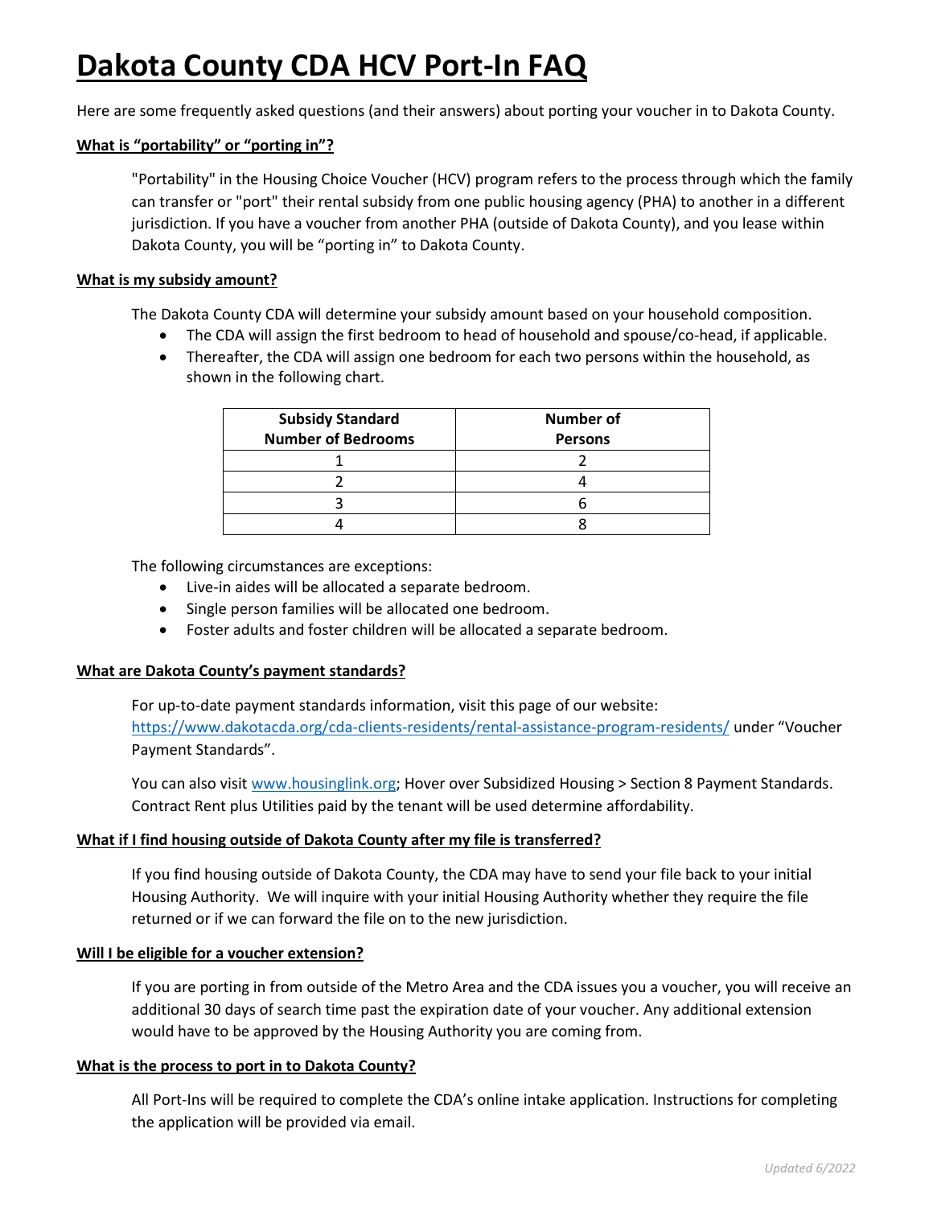# Dakota County CDA HCV Port-In FAQ

Here are some frequently asked questions (and their answers) about porting your voucher in to Dakota County.

**What is "portability" or "porting in"?**

"Portability" in the Housing Choice Voucher (HCV) program refers to the process through which the family can transfer or "port" their rental subsidy from one public housing agency (PHA) to another in a different jurisdiction. If you have a voucher from another PHA (outside of Dakota County), and you lease within Dakota County, you will be "porting in" to Dakota County.

**What is my subsidy amount?**

The Dakota County CDA will determine your subsidy amount based on your household composition.

- The CDA will assign the first bedroom to head of household and spouse/co-head, if applicable.
- Thereafter, the CDA will assign one bedroom for each two persons within the household, as shown in the following chart.

| Subsidy Standard Number of Bedrooms | Number of Persons |
| --- | --- |
| 1 | 2 |
| 2 | 4 |
| 3 | 6 |
| 4 | 8 |

The following circumstances are exceptions:

- Live-in aides will be allocated a separate bedroom.
- Single person families will be allocated one bedroom.
- Foster adults and foster children will be allocated a separate bedroom.

**What are Dakota County's payment standards?**

For up-to-date payment standards information, visit this page of our website: https://www.dakotacda.org/cda-clients-residents/rental-assistance-program-residents/ under "Voucher Payment Standards".

You can also visit www.housinglink.org; Hover over Subsidized Housing > Section 8 Payment Standards. Contract Rent plus Utilities paid by the tenant will be used determine affordability.

**What if I find housing outside of Dakota County after my file is transferred?**

If you find housing outside of Dakota County, the CDA may have to send your file back to your initial Housing Authority. We will inquire with your initial Housing Authority whether they require the file returned or if we can forward the file on to the new jurisdiction.

**Will I be eligible for a voucher extension?**

If you are porting in from outside of the Metro Area and the CDA issues you a voucher, you will receive an additional 30 days of search time past the expiration date of your voucher. Any additional extension would have to be approved by the Housing Authority you are coming from.

**What is the process to port in to Dakota County?**

All Port-Ins will be required to complete the CDA's online intake application. Instructions for completing the application will be provided via email.

*Updated 6/2022*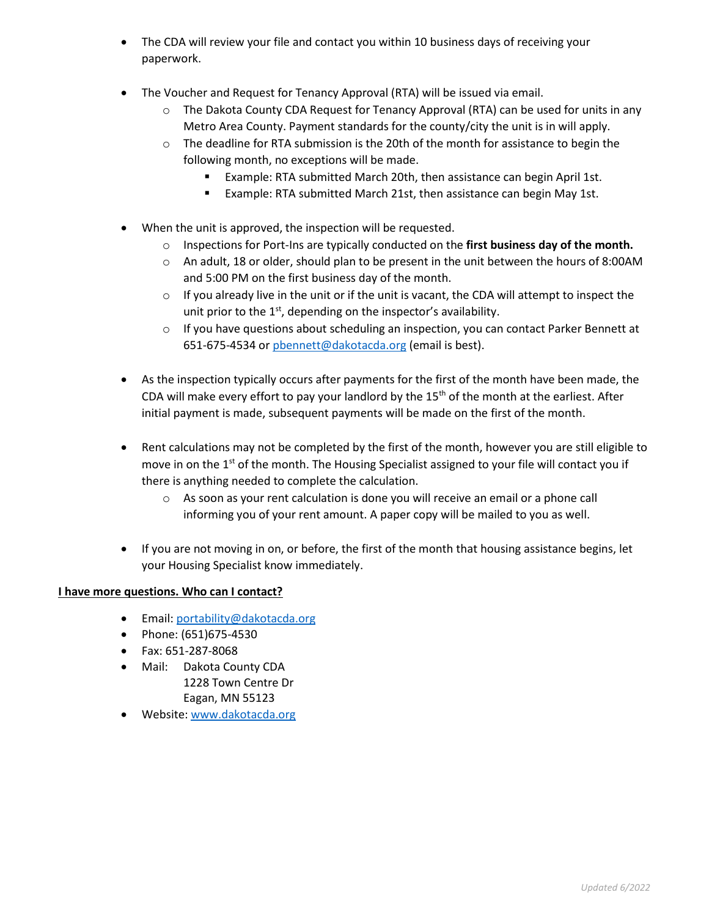- The CDA will review your file and contact you within 10 business days of receiving your paperwork.

- The Voucher and Request for Tenancy Approval (RTA) will be issued via email.
    - The Dakota County CDA Request for Tenancy Approval (RTA) can be used for units in any Metro Area County. Payment standards for the county/city the unit is in will apply.
    - The deadline for RTA submission is the 20th of the month for assistance to begin the following month, no exceptions will be made.
        - Example: RTA submitted March 20th, then assistance can begin April 1st.
        - Example: RTA submitted March 21st, then assistance can begin May 1st.

- When the unit is approved, the inspection will be requested.
    - Inspections for Port-Ins are typically conducted on the **first business day of the month.**
    - An adult, 18 or older, should plan to be present in the unit between the hours of 8:00AM and 5:00 PM on the first business day of the month.
    - If you already live in the unit or if the unit is vacant, the CDA will attempt to inspect the unit prior to the 1st, depending on the inspector's availability.
    - If you have questions about scheduling an inspection, you can contact Parker Bennett at 651-675-4534 or pbennett@dakotacda.org (email is best).

- As the inspection typically occurs after payments for the first of the month have been made, the CDA will make every effort to pay your landlord by the 15th of the month at the earliest. After initial payment is made, subsequent payments will be made on the first of the month.

- Rent calculations may not be completed by the first of the month, however you are still eligible to move in on the 1st of the month. The Housing Specialist assigned to your file will contact you if there is anything needed to complete the calculation.
    - As soon as your rent calculation is done you will receive an email or a phone call informing you of your rent amount. A paper copy will be mailed to you as well.

- If you are not moving in on, or before, the first of the month that housing assistance begins, let your Housing Specialist know immediately.

**I have more questions. Who can I contact?**

- Email: portability@dakotacda.org
- Phone: (651)675-4530
- Fax: 651-287-8068
- Mail: Dakota County CDA
  1228 Town Centre Dr
  Eagan, MN 55123
- Website: www.dakotacda.org

*Updated 6/2022*